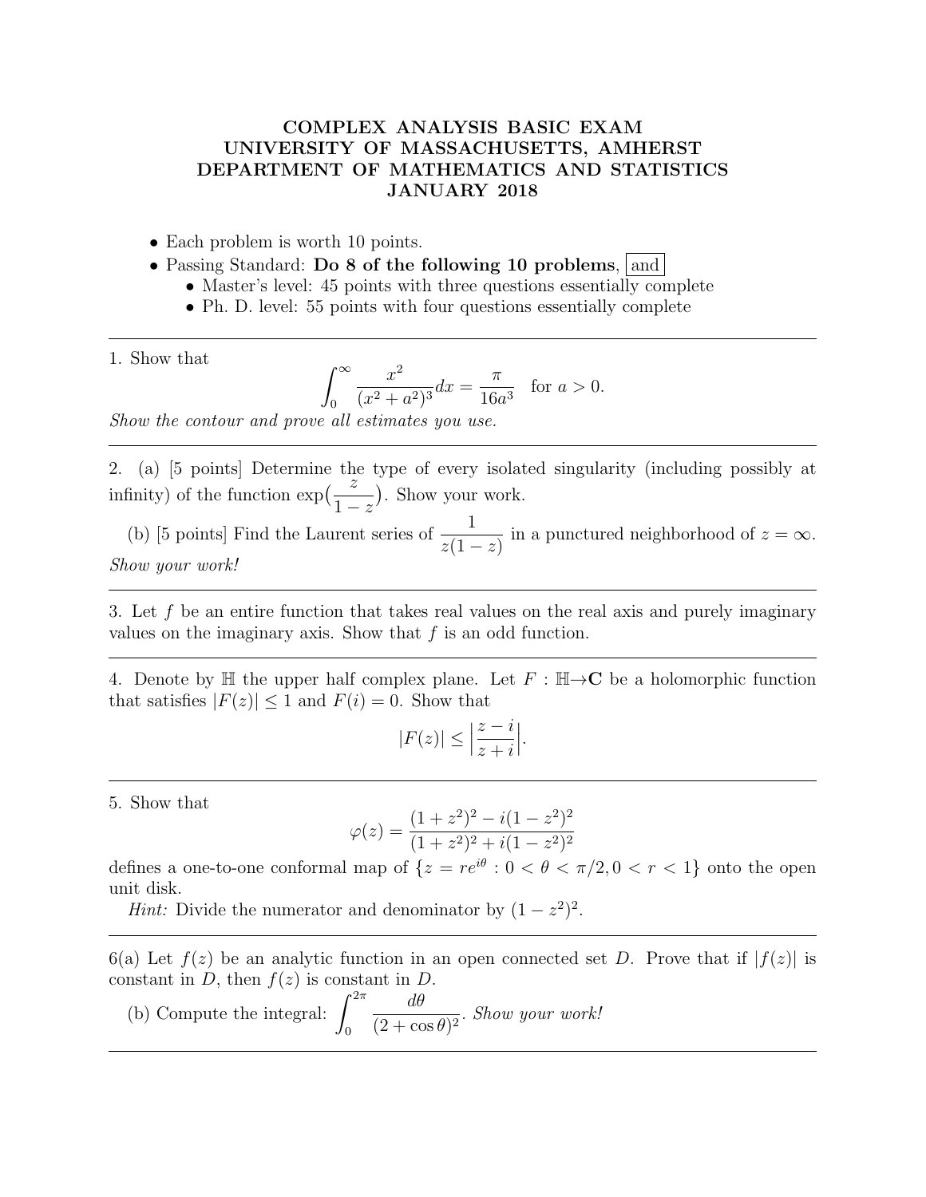# COMPLEX ANALYSIS BASIC EXAM
# UNIVERSITY OF MASSACHUSETTS, AMHERST
# DEPARTMENT OF MATHEMATICS AND STATISTICS
# JANUARY 2018

- Each problem is worth 10 points.
- Passing Standard: **Do 8 of the following 10 problems**, and
  - Master's level: 45 points with three questions essentially complete
  - Ph. D. level: 55 points with four questions essentially complete

---

1. Show that

$$\int_0^\infty \frac{x^2}{(x^2+a^2)^3}dx = \frac{\pi}{16a^3} \quad \text{for } a > 0.$$

*Show the contour and prove all estimates you use.*

---

2. (a) [5 points] Determine the type of every isolated singularity (including possibly at infinity) of the function $\exp\left(\frac{z}{1-z}\right)$. Show your work.

(b) [5 points] Find the Laurent series of $\frac{1}{z(1-z)}$ in a punctured neighborhood of $z = \infty$. *Show your work!*

---

3. Let $f$ be an entire function that takes real values on the real axis and purely imaginary values on the imaginary axis. Show that $f$ is an odd function.

---

4. Denote by $\mathbb{H}$ the upper half complex plane. Let $F : \mathbb{H} \to \mathbf{C}$ be a holomorphic function that satisfies $|F(z)| \leq 1$ and $F(i) = 0$. Show that

$$|F(z)| \leq \left|\frac{z-i}{z+i}\right|.$$

---

5. Show that

$$\varphi(z) = \frac{(1+z^2)^2 - i(1-z^2)^2}{(1+z^2)^2 + i(1-z^2)^2}$$

defines a one-to-one conformal map of $\{z = re^{i\theta} : 0 < \theta < \pi/2, 0 < r < 1\}$ onto the open unit disk.

*Hint:* Divide the numerator and denominator by $(1-z^2)^2$.

---

6(a) Let $f(z)$ be an analytic function in an open connected set $D$. Prove that if $|f(z)|$ is constant in $D$, then $f(z)$ is constant in $D$.

(b) Compute the integral: $\displaystyle\int_0^{2\pi} \frac{d\theta}{(2+\cos\theta)^2}$. *Show your work!*

---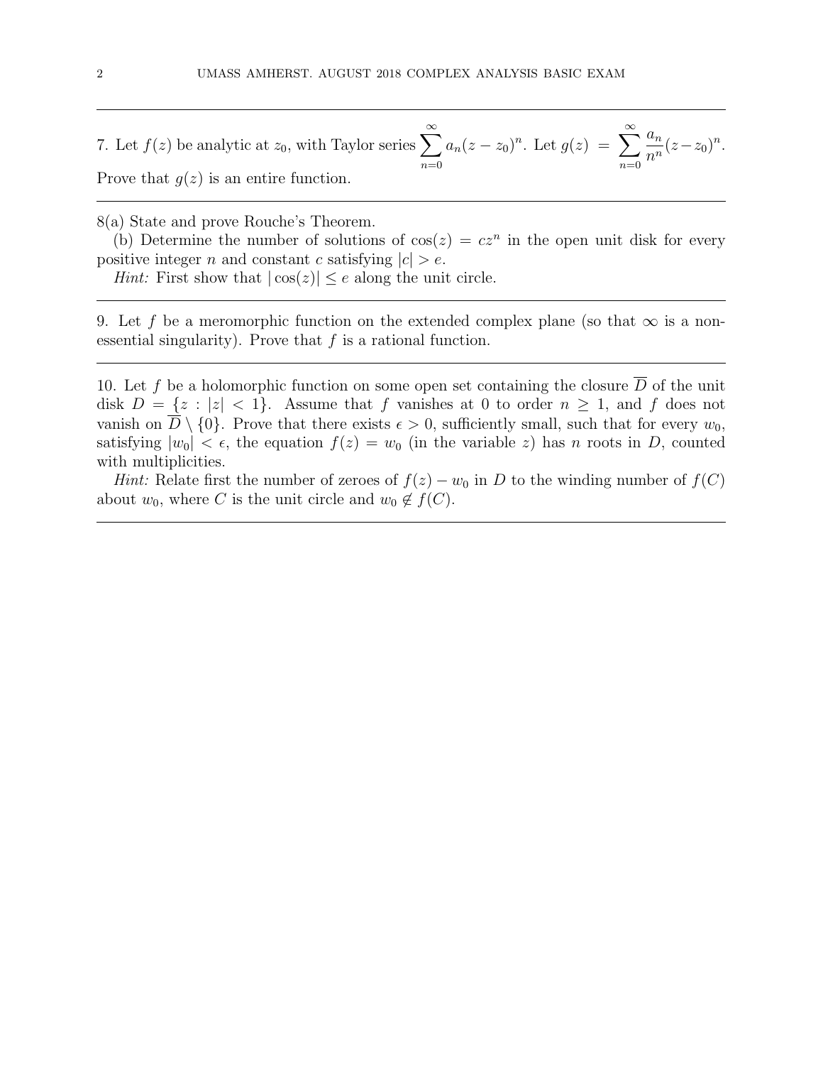7. Let $f(z)$ be analytic at $z_0$, with Taylor series $\sum_{n=0}^{\infty} a_n(z-z_0)^n$. Let $g(z) = \sum_{n=0}^{\infty} \frac{a_n}{n^n}(z-z_0)^n$. Prove that $g(z)$ is an entire function.

---

8(a) State and prove Rouche's Theorem.

(b) Determine the number of solutions of $\cos(z) = cz^n$ in the open unit disk for every positive integer $n$ and constant $c$ satisfying $|c| > e$.

*Hint:* First show that $|\cos(z)| \leq e$ along the unit circle.

---

9. Let $f$ be a meromorphic function on the extended complex plane (so that $\infty$ is a non-essential singularity). Prove that $f$ is a rational function.

---

10. Let $f$ be a holomorphic function on some open set containing the closure $\overline{D}$ of the unit disk $D = \{z : |z| < 1\}$. Assume that $f$ vanishes at 0 to order $n \geq 1$, and $f$ does not vanish on $\overline{D} \setminus \{0\}$. Prove that there exists $\epsilon > 0$, sufficiently small, such that for every $w_0$, satisfying $|w_0| < \epsilon$, the equation $f(z) = w_0$ (in the variable $z$) has $n$ roots in $D$, counted with multiplicities.

*Hint:* Relate first the number of zeroes of $f(z) - w_0$ in $D$ to the winding number of $f(C)$ about $w_0$, where $C$ is the unit circle and $w_0 \notin f(C)$.